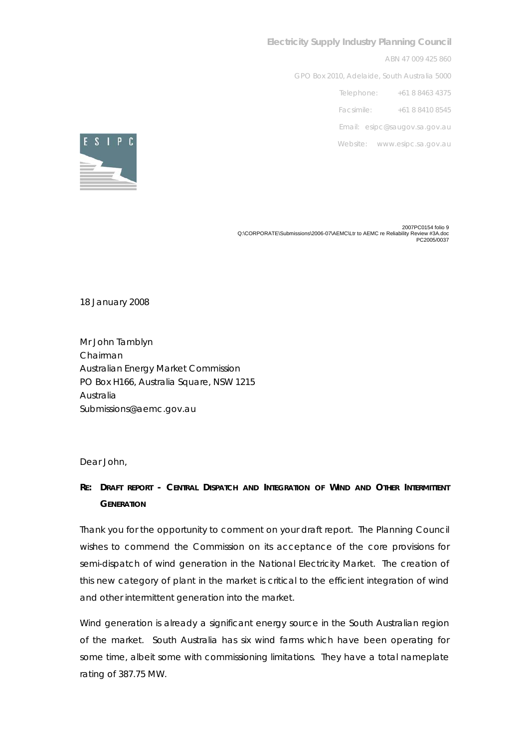**Electricity Supply Industry Planning Council**

ABN 47 009 425 860

GPO Box 2010, Adelaide, South Australia 5000

Telephone: +61 8 8463 4375

Facsimile: +61 8 8410 8545

Email: esipc@saugov.sa.gov.au

Website: www.esipc.sa.gov.au

2007PC0154 folio 9
Q:\CORPORATE\Submissions\2006-07\AEMC\Ltr to AEMC re Reliability Review #3A.doc
PC2005/0037

18 January 2008

Mr John Tamblyn
Chairman
Australian Energy Market Commission
PO Box H166, Australia Square, NSW 1215
Australia
Submissions@aemc.gov.au

Dear John,

**RE: DRAFT REPORT - CENTRAL DISPATCH AND INTEGRATION OF WIND AND OTHER INTERMITTENT GENERATION**

Thank you for the opportunity to comment on your draft report. The Planning Council wishes to commend the Commission on its acceptance of the core provisions for semi-dispatch of wind generation in the National Electricity Market. The creation of this new category of plant in the market is critical to the efficient integration of wind and other intermittent generation into the market.

Wind generation is already a significant energy source in the South Australian region of the market. South Australia has six wind farms which have been operating for some time, albeit some with commissioning limitations. They have a total nameplate rating of 387.75 MW.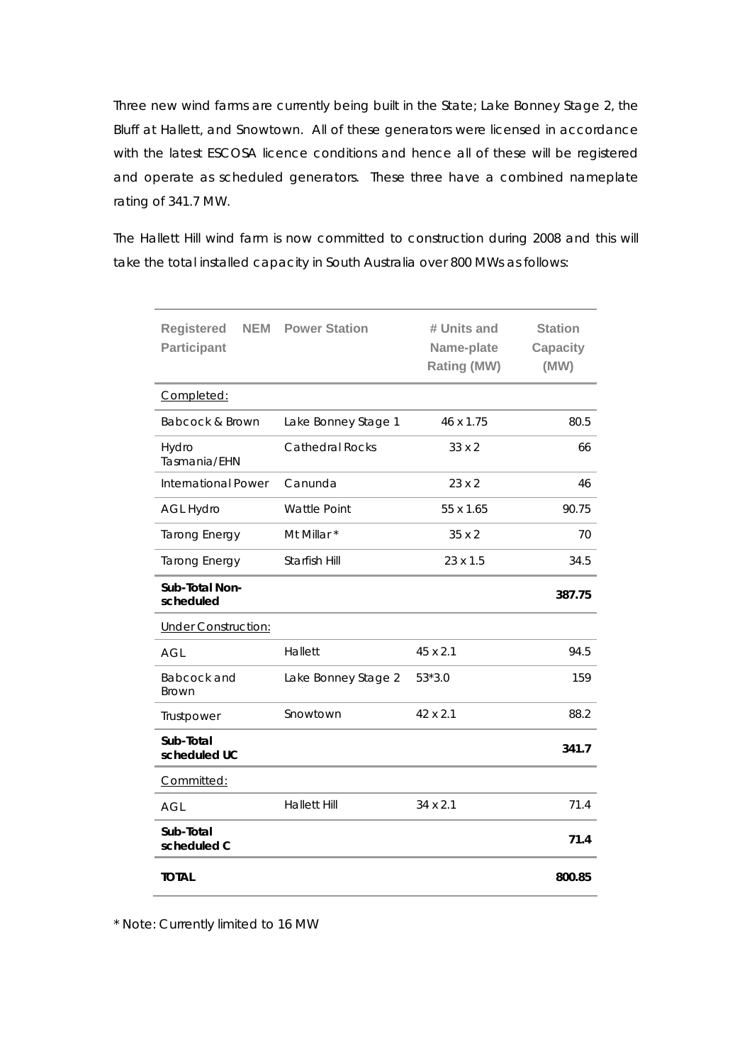Three new wind farms are currently being built in the State; Lake Bonney Stage 2, the Bluff at Hallett, and Snowtown. All of these generators were licensed in accordance with the latest ESCOSA licence conditions and hence all of these will be registered and operate as scheduled generators. These three have a combined nameplate rating of 341.7 MW.

The Hallett Hill wind farm is now committed to construction during 2008 and this will take the total installed capacity in South Australia over 800 MWs as follows:

| Registered NEM Participant | Power Station | # Units and Name-plate Rating (MW) | Station Capacity (MW) |
|---|---|---|---|
| Completed: | | | |
| Babcock & Brown | Lake Bonney Stage 1 | 46 x 1.75 | 80.5 |
| Hydro Tasmania/EHN | Cathedral Rocks | 33 x 2 | 66 |
| International Power | Canunda | 23 x 2 | 46 |
| AGL Hydro | Wattle Point | 55 x 1.65 | 90.75 |
| Tarong Energy | Mt Millar * | 35 x 2 | 70 |
| Tarong Energy | Starfish Hill | 23 x 1.5 | 34.5 |
| **Sub-Total Non-scheduled** | | | **387.75** |
| Under Construction: | | | |
| AGL | Hallett | 45 x 2.1 | 94.5 |
| Babcock and Brown | Lake Bonney Stage 2 | 53*3.0 | 159 |
| Trustpower | Snowtown | 42 x 2.1 | 88.2 |
| **Sub-Total scheduled UC** | | | **341.7** |
| Committed: | | | |
| AGL | Hallett Hill | 34 x 2.1 | 71.4 |
| **Sub-Total scheduled C** | | | **71.4** |
| **TOTAL** | | | **800.85** |

* Note: Currently limited to 16 MW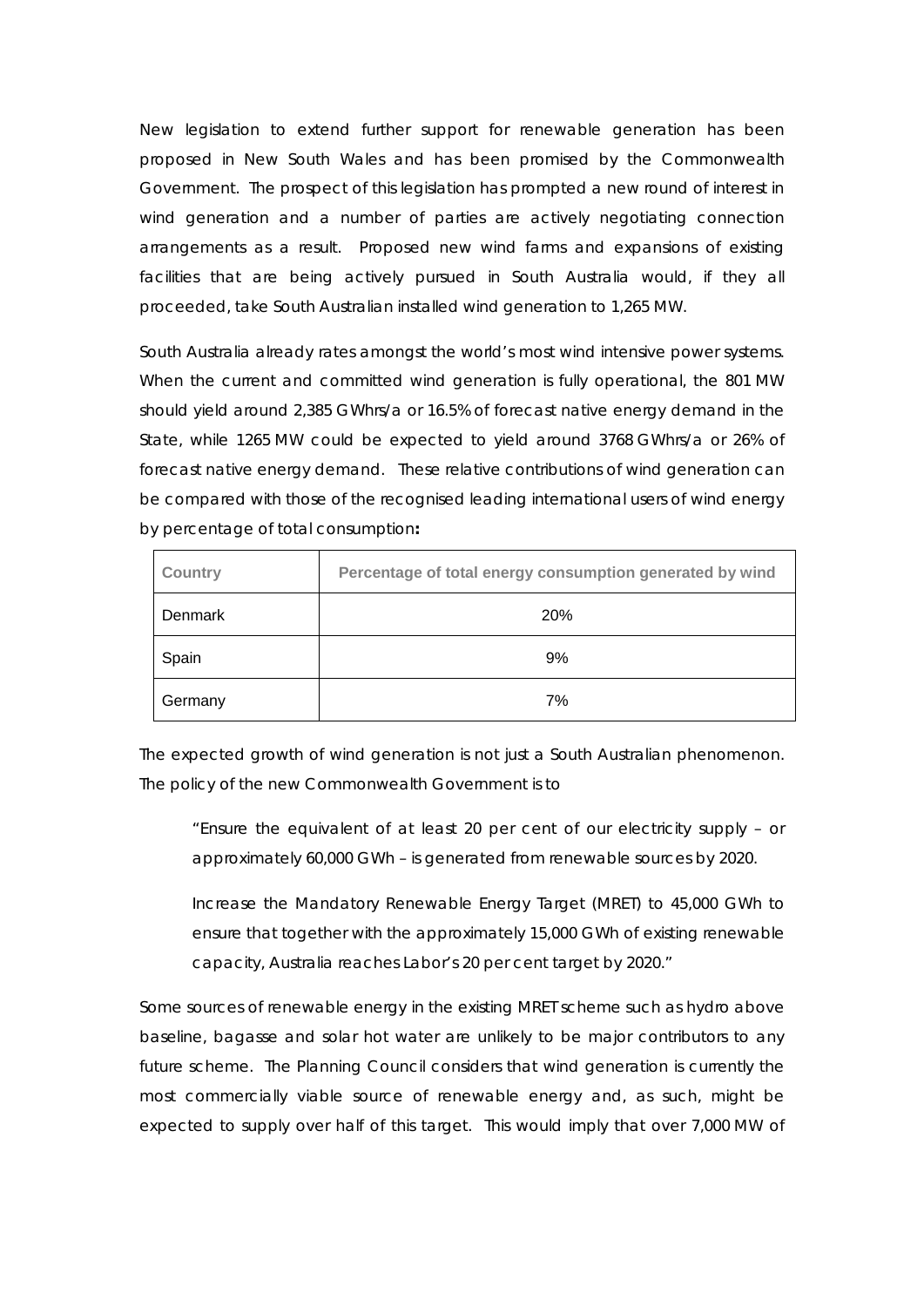New legislation to extend further support for renewable generation has been proposed in New South Wales and has been promised by the Commonwealth Government. The prospect of this legislation has prompted a new round of interest in wind generation and a number of parties are actively negotiating connection arrangements as a result. Proposed new wind farms and expansions of existing facilities that are being actively pursued in South Australia would, if they all proceeded, take South Australian installed wind generation to 1,265 MW.

South Australia already rates amongst the world's most wind intensive power systems. When the current and committed wind generation is fully operational, the 801 MW should yield around 2,385 GWhrs/a or 16.5% of forecast native energy demand in the State, while 1265 MW could be expected to yield around 3768 GWhrs/a or 26% of forecast native energy demand. These relative contributions of wind generation can be compared with those of the recognised leading international users of wind energy by percentage of total consumption**:**

| Country | Percentage of total energy consumption generated by wind |
| --- | --- |
| Denmark | 20% |
| Spain | 9% |
| Germany | 7% |

The expected growth of wind generation is not just a South Australian phenomenon. The policy of the new Commonwealth Government is to

> "Ensure the equivalent of at least 20 per cent of our electricity supply – or approximately 60,000 GWh – is generated from renewable sources by 2020.
>
> Increase the Mandatory Renewable Energy Target (MRET) to 45,000 GWh to ensure that together with the approximately 15,000 GWh of existing renewable capacity, Australia reaches Labor's 20 per cent target by 2020."

Some sources of renewable energy in the existing MRET scheme such as hydro above baseline, bagasse and solar hot water are unlikely to be major contributors to any future scheme. The Planning Council considers that wind generation is currently the most commercially viable source of renewable energy and, as such, might be expected to supply over half of this target. This would imply that over 7,000 MW of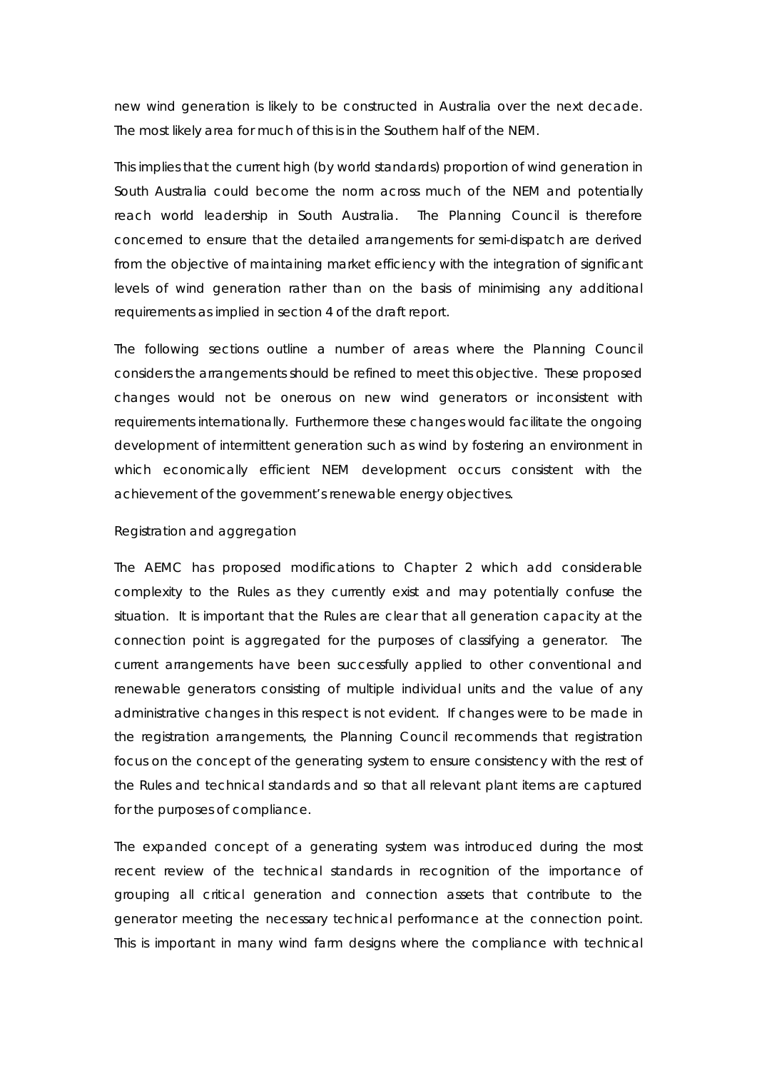new wind generation is likely to be constructed in Australia over the next decade. The most likely area for much of this is in the Southern half of the NEM.

This implies that the current high (by world standards) proportion of wind generation in South Australia could become the norm across much of the NEM and potentially reach world leadership in South Australia. The Planning Council is therefore concerned to ensure that the detailed arrangements for semi-dispatch are derived from the objective of maintaining market efficiency with the integration of significant levels of wind generation rather than on the basis of minimising any additional requirements as implied in section 4 of the draft report.

The following sections outline a number of areas where the Planning Council considers the arrangements should be refined to meet this objective. These proposed changes would not be onerous on new wind generators or inconsistent with requirements internationally. Furthermore these changes would facilitate the ongoing development of intermittent generation such as wind by fostering an environment in which economically efficient NEM development occurs consistent with the achievement of the government's renewable energy objectives.

Registration and aggregation

The AEMC has proposed modifications to Chapter 2 which add considerable complexity to the Rules as they currently exist and may potentially confuse the situation. It is important that the Rules are clear that all generation capacity at the connection point is aggregated for the purposes of classifying a generator. The current arrangements have been successfully applied to other conventional and renewable generators consisting of multiple individual units and the value of any administrative changes in this respect is not evident. If changes were to be made in the registration arrangements, the Planning Council recommends that registration focus on the concept of the generating system to ensure consistency with the rest of the Rules and technical standards and so that all relevant plant items are captured for the purposes of compliance.

The expanded concept of a generating system was introduced during the most recent review of the technical standards in recognition of the importance of grouping all critical generation and connection assets that contribute to the generator meeting the necessary technical performance at the connection point. This is important in many wind farm designs where the compliance with technical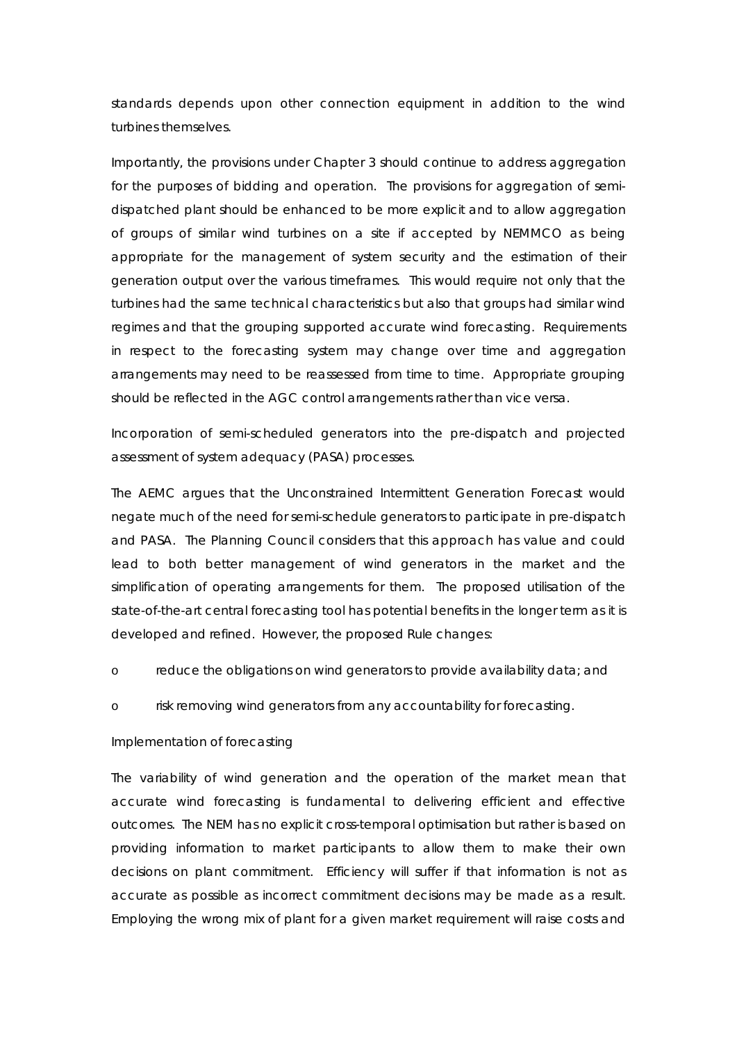standards depends upon other connection equipment in addition to the wind turbines themselves.

Importantly, the provisions under Chapter 3 should continue to address aggregation for the purposes of bidding and operation. The provisions for aggregation of semi-dispatched plant should be enhanced to be more explicit and to allow aggregation of groups of similar wind turbines on a site if accepted by NEMMCO as being appropriate for the management of system security and the estimation of their generation output over the various timeframes. This would require not only that the turbines had the same technical characteristics but also that groups had similar wind regimes and that the grouping supported accurate wind forecasting. Requirements in respect to the forecasting system may change over time and aggregation arrangements may need to be reassessed from time to time. Appropriate grouping should be reflected in the AGC control arrangements rather than vice versa.

Incorporation of semi-scheduled generators into the pre-dispatch and projected assessment of system adequacy (PASA) processes.

The AEMC argues that the Unconstrained Intermittent Generation Forecast would negate much of the need for semi-schedule generators to participate in pre-dispatch and PASA. The Planning Council considers that this approach has value and could lead to both better management of wind generators in the market and the simplification of operating arrangements for them. The proposed utilisation of the state-of-the-art central forecasting tool has potential benefits in the longer term as it is developed and refined. However, the proposed Rule changes:

- reduce the obligations on wind generators to provide availability data; and
- risk removing wind generators from any accountability for forecasting.

Implementation of forecasting

The variability of wind generation and the operation of the market mean that accurate wind forecasting is fundamental to delivering efficient and effective outcomes. The NEM has no explicit cross-temporal optimisation but rather is based on providing information to market participants to allow them to make their own decisions on plant commitment. Efficiency will suffer if that information is not as accurate as possible as incorrect commitment decisions may be made as a result. Employing the wrong mix of plant for a given market requirement will raise costs and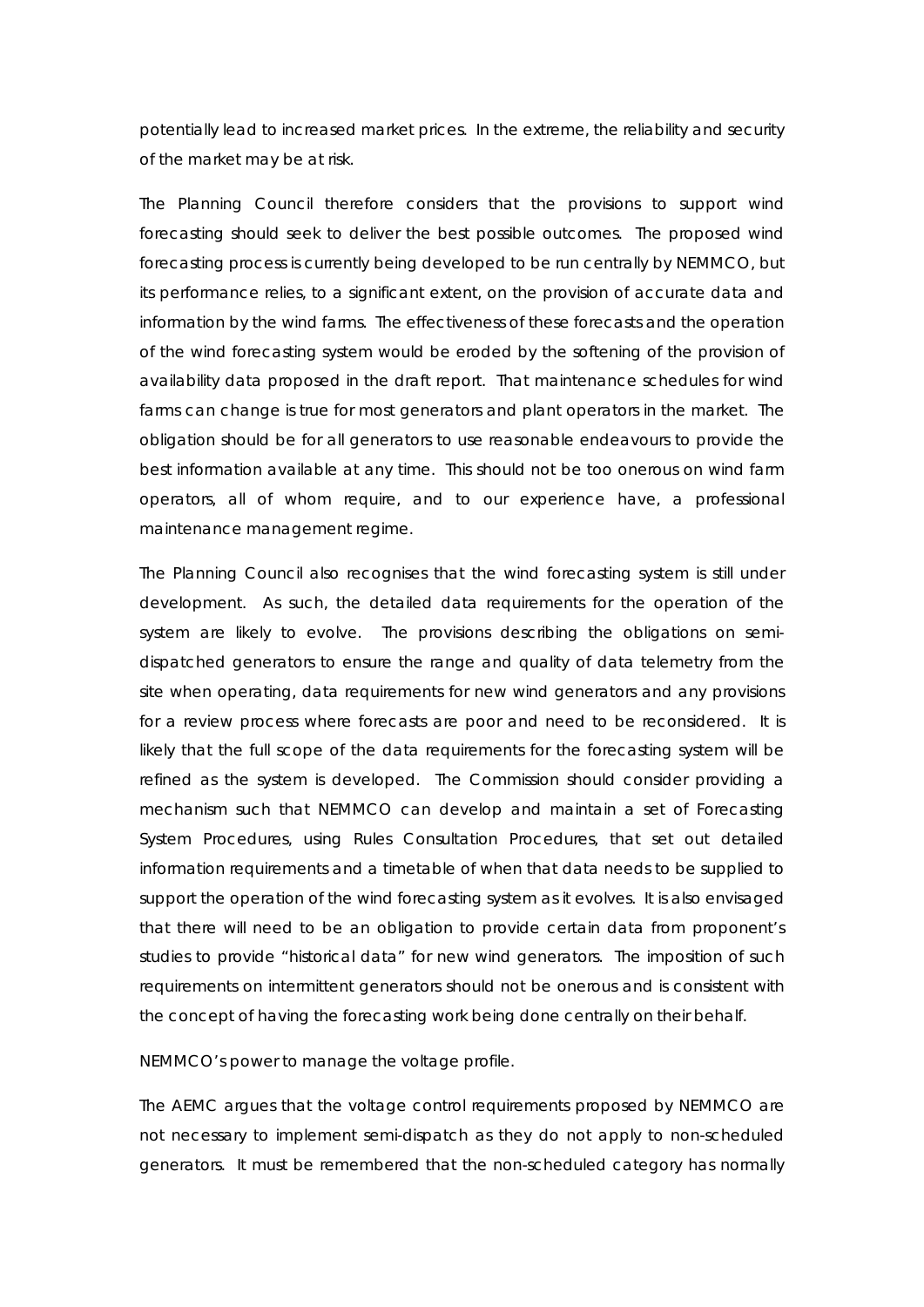potentially lead to increased market prices. In the extreme, the reliability and security of the market may be at risk.

The Planning Council therefore considers that the provisions to support wind forecasting should seek to deliver the best possible outcomes. The proposed wind forecasting process is currently being developed to be run centrally by NEMMCO, but its performance relies, to a significant extent, on the provision of accurate data and information by the wind farms. The effectiveness of these forecasts and the operation of the wind forecasting system would be eroded by the softening of the provision of availability data proposed in the draft report. That maintenance schedules for wind farms can change is true for most generators and plant operators in the market. The obligation should be for all generators to use reasonable endeavours to provide the best information available at any time. This should not be too onerous on wind farm operators, all of whom require, and to our experience have, a professional maintenance management regime.

The Planning Council also recognises that the wind forecasting system is still under development. As such, the detailed data requirements for the operation of the system are likely to evolve. The provisions describing the obligations on semi-dispatched generators to ensure the range and quality of data telemetry from the site when operating, data requirements for new wind generators and any provisions for a review process where forecasts are poor and need to be reconsidered. It is likely that the full scope of the data requirements for the forecasting system will be refined as the system is developed. The Commission should consider providing a mechanism such that NEMMCO can develop and maintain a set of Forecasting System Procedures, using Rules Consultation Procedures, that set out detailed information requirements and a timetable of when that data needs to be supplied to support the operation of the wind forecasting system as it evolves. It is also envisaged that there will need to be an obligation to provide certain data from proponent's studies to provide "historical data" for new wind generators. The imposition of such requirements on intermittent generators should not be onerous and is consistent with the concept of having the forecasting work being done centrally on their behalf.

NEMMCO's power to manage the voltage profile.

The AEMC argues that the voltage control requirements proposed by NEMMCO are not necessary to implement semi-dispatch as they do not apply to non-scheduled generators. It must be remembered that the non-scheduled category has normally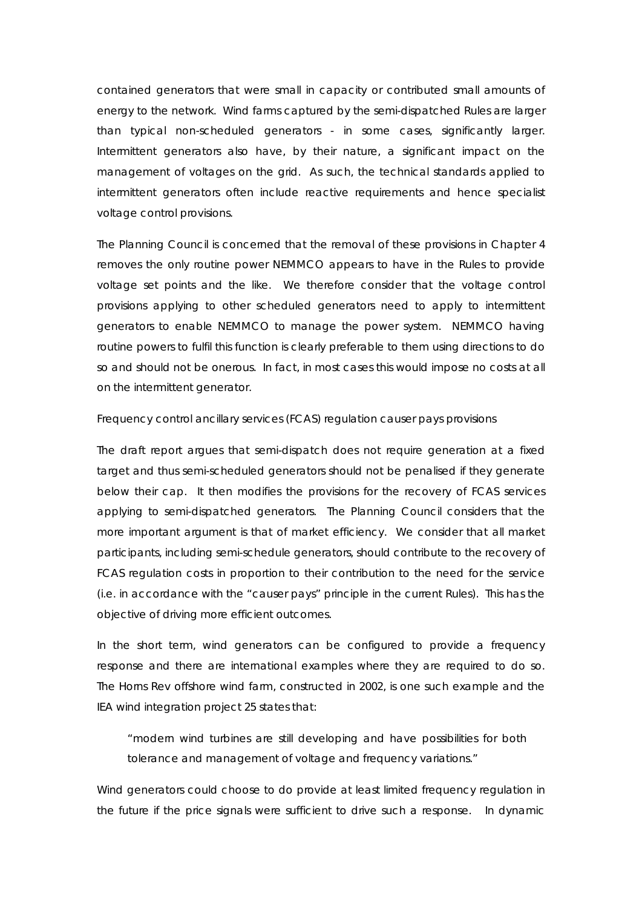contained generators that were small in capacity or contributed small amounts of energy to the network. Wind farms captured by the semi-dispatched Rules are larger than typical non-scheduled generators - in some cases, significantly larger. Intermittent generators also have, by their nature, a significant impact on the management of voltages on the grid. As such, the technical standards applied to intermittent generators often include reactive requirements and hence specialist voltage control provisions.

The Planning Council is concerned that the removal of these provisions in Chapter 4 removes the only routine power NEMMCO appears to have in the Rules to provide voltage set points and the like. We therefore consider that the voltage control provisions applying to other scheduled generators need to apply to intermittent generators to enable NEMMCO to manage the power system. NEMMCO having routine powers to fulfil this function is clearly preferable to them using directions to do so and should not be onerous. In fact, in most cases this would impose no costs at all on the intermittent generator.

Frequency control ancillary services (FCAS) regulation causer pays provisions

The draft report argues that semi-dispatch does not require generation at a fixed target and thus semi-scheduled generators should not be penalised if they generate below their cap. It then modifies the provisions for the recovery of FCAS services applying to semi-dispatched generators. The Planning Council considers that the more important argument is that of market efficiency. We consider that all market participants, including semi-schedule generators, should contribute to the recovery of FCAS regulation costs in proportion to their contribution to the need for the service (i.e. in accordance with the "causer pays" principle in the current Rules). This has the objective of driving more efficient outcomes.

In the short term, wind generators can be configured to provide a frequency response and there are international examples where they are required to do so. The Horns Rev offshore wind farm, constructed in 2002, is one such example and the IEA wind integration project 25 states that:

> "modern wind turbines are still developing and have possibilities for both tolerance and management of voltage and frequency variations."

Wind generators could choose to do provide at least limited frequency regulation in the future if the price signals were sufficient to drive such a response. In dynamic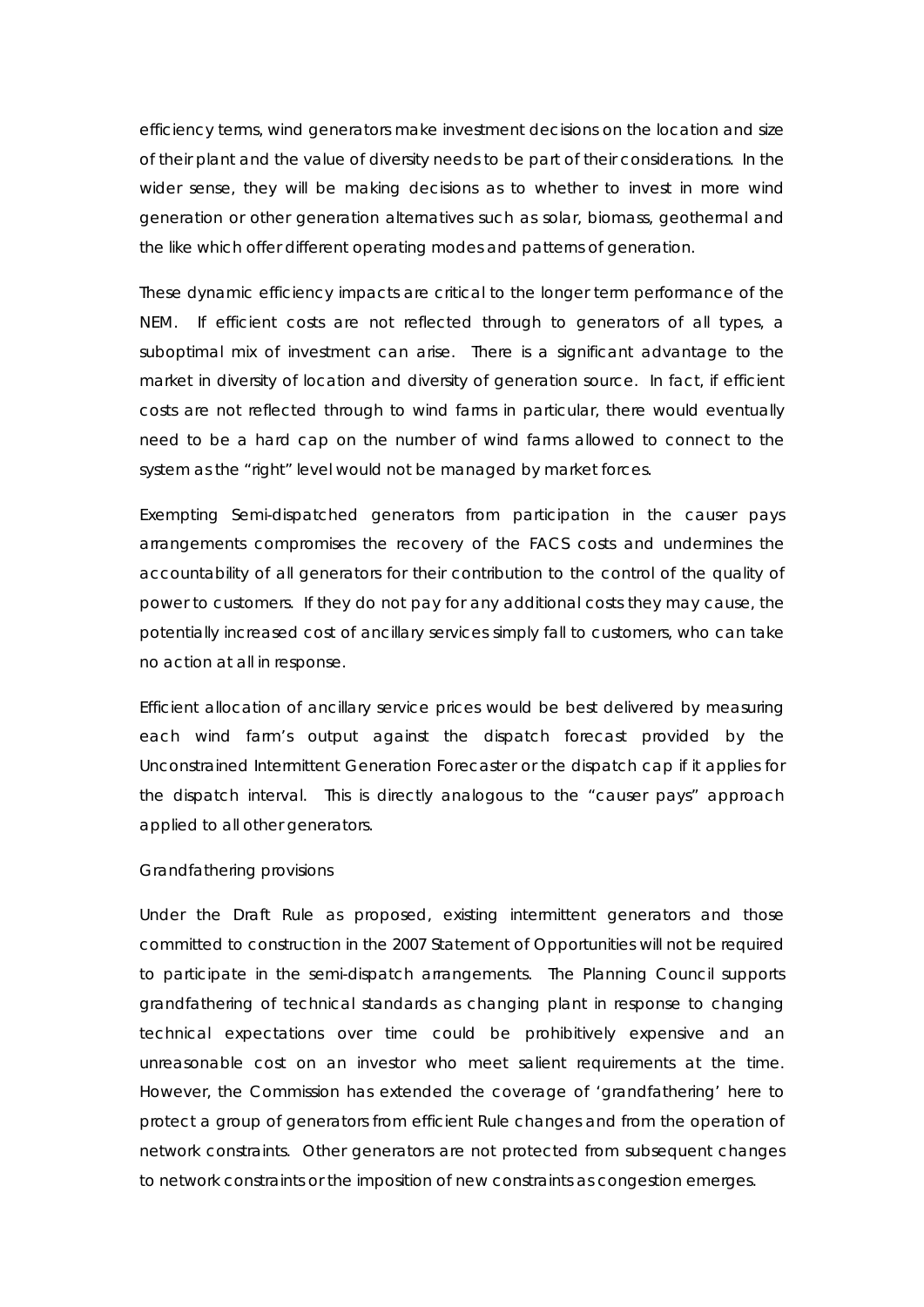efficiency terms, wind generators make investment decisions on the location and size of their plant and the value of diversity needs to be part of their considerations. In the wider sense, they will be making decisions as to whether to invest in more wind generation or other generation alternatives such as solar, biomass, geothermal and the like which offer different operating modes and patterns of generation.

These dynamic efficiency impacts are critical to the longer term performance of the NEM. If efficient costs are not reflected through to generators of all types, a suboptimal mix of investment can arise. There is a significant advantage to the market in diversity of location and diversity of generation source. In fact, if efficient costs are not reflected through to wind farms in particular, there would eventually need to be a hard cap on the number of wind farms allowed to connect to the system as the "right" level would not be managed by market forces.

Exempting Semi-dispatched generators from participation in the causer pays arrangements compromises the recovery of the FACS costs and undermines the accountability of all generators for their contribution to the control of the quality of power to customers. If they do not pay for any additional costs they may cause, the potentially increased cost of ancillary services simply fall to customers, who can take no action at all in response.

Efficient allocation of ancillary service prices would be best delivered by measuring each wind farm's output against the dispatch forecast provided by the Unconstrained Intermittent Generation Forecaster or the dispatch cap if it applies for the dispatch interval. This is directly analogous to the "causer pays" approach applied to all other generators.

Grandfathering provisions

Under the Draft Rule as proposed, existing intermittent generators and those committed to construction in the 2007 Statement of Opportunities will not be required to participate in the semi-dispatch arrangements. The Planning Council supports grandfathering of technical standards as changing plant in response to changing technical expectations over time could be prohibitively expensive and an unreasonable cost on an investor who meet salient requirements at the time. However, the Commission has extended the coverage of 'grandfathering' here to protect a group of generators from efficient Rule changes and from the operation of network constraints. Other generators are not protected from subsequent changes to network constraints or the imposition of new constraints as congestion emerges.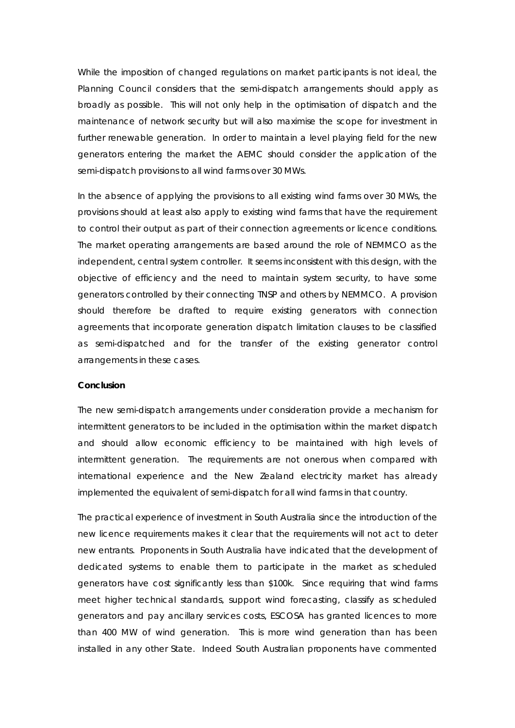While the imposition of changed regulations on market participants is not ideal, the Planning Council considers that the semi-dispatch arrangements should apply as broadly as possible. This will not only help in the optimisation of dispatch and the maintenance of network security but will also maximise the scope for investment in further renewable generation. In order to maintain a level playing field for the new generators entering the market the AEMC should consider the application of the semi-dispatch provisions to all wind farms over 30 MWs.

In the absence of applying the provisions to all existing wind farms over 30 MWs, the provisions should at least also apply to existing wind farms that have the requirement to control their output as part of their connection agreements or licence conditions. The market operating arrangements are based around the role of NEMMCO as the independent, central system controller. It seems inconsistent with this design, with the objective of efficiency and the need to maintain system security, to have some generators controlled by their connecting TNSP and others by NEMMCO. A provision should therefore be drafted to require existing generators with connection agreements that incorporate generation dispatch limitation clauses to be classified as semi-dispatched and for the transfer of the existing generator control arrangements in these cases.

**Conclusion**

The new semi-dispatch arrangements under consideration provide a mechanism for intermittent generators to be included in the optimisation within the market dispatch and should allow economic efficiency to be maintained with high levels of intermittent generation. The requirements are not onerous when compared with international experience and the New Zealand electricity market has already implemented the equivalent of semi-dispatch for all wind farms in that country.

The practical experience of investment in South Australia since the introduction of the new licence requirements makes it clear that the requirements will not act to deter new entrants. Proponents in South Australia have indicated that the development of dedicated systems to enable them to participate in the market as scheduled generators have cost significantly less than $100k. Since requiring that wind farms meet higher technical standards, support wind forecasting, classify as scheduled generators and pay ancillary services costs, ESCOSA has granted licences to more than 400 MW of wind generation. This is more wind generation than has been installed in any other State. Indeed South Australian proponents have commented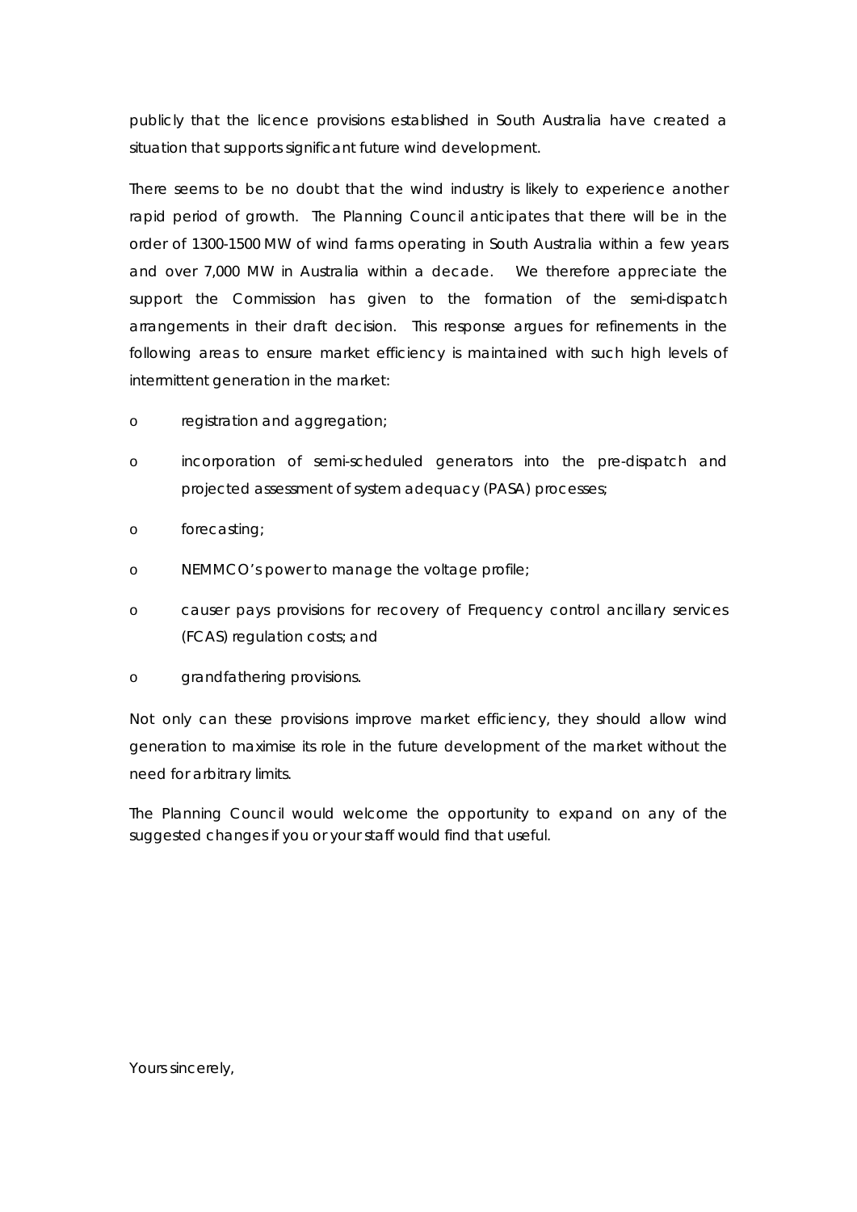publicly that the licence provisions established in South Australia have created a situation that supports significant future wind development.

There seems to be no doubt that the wind industry is likely to experience another rapid period of growth. The Planning Council anticipates that there will be in the order of 1300-1500 MW of wind farms operating in South Australia within a few years and over 7,000 MW in Australia within a decade. We therefore appreciate the support the Commission has given to the formation of the semi-dispatch arrangements in their draft decision. This response argues for refinements in the following areas to ensure market efficiency is maintained with such high levels of intermittent generation in the market:

- registration and aggregation;
- incorporation of semi-scheduled generators into the pre-dispatch and projected assessment of system adequacy (PASA) processes;
- forecasting;
- NEMMCO's power to manage the voltage profile;
- causer pays provisions for recovery of Frequency control ancillary services (FCAS) regulation costs; and
- grandfathering provisions.

Not only can these provisions improve market efficiency, they should allow wind generation to maximise its role in the future development of the market without the need for arbitrary limits.

The Planning Council would welcome the opportunity to expand on any of the suggested changes if you or your staff would find that useful.

Yours sincerely,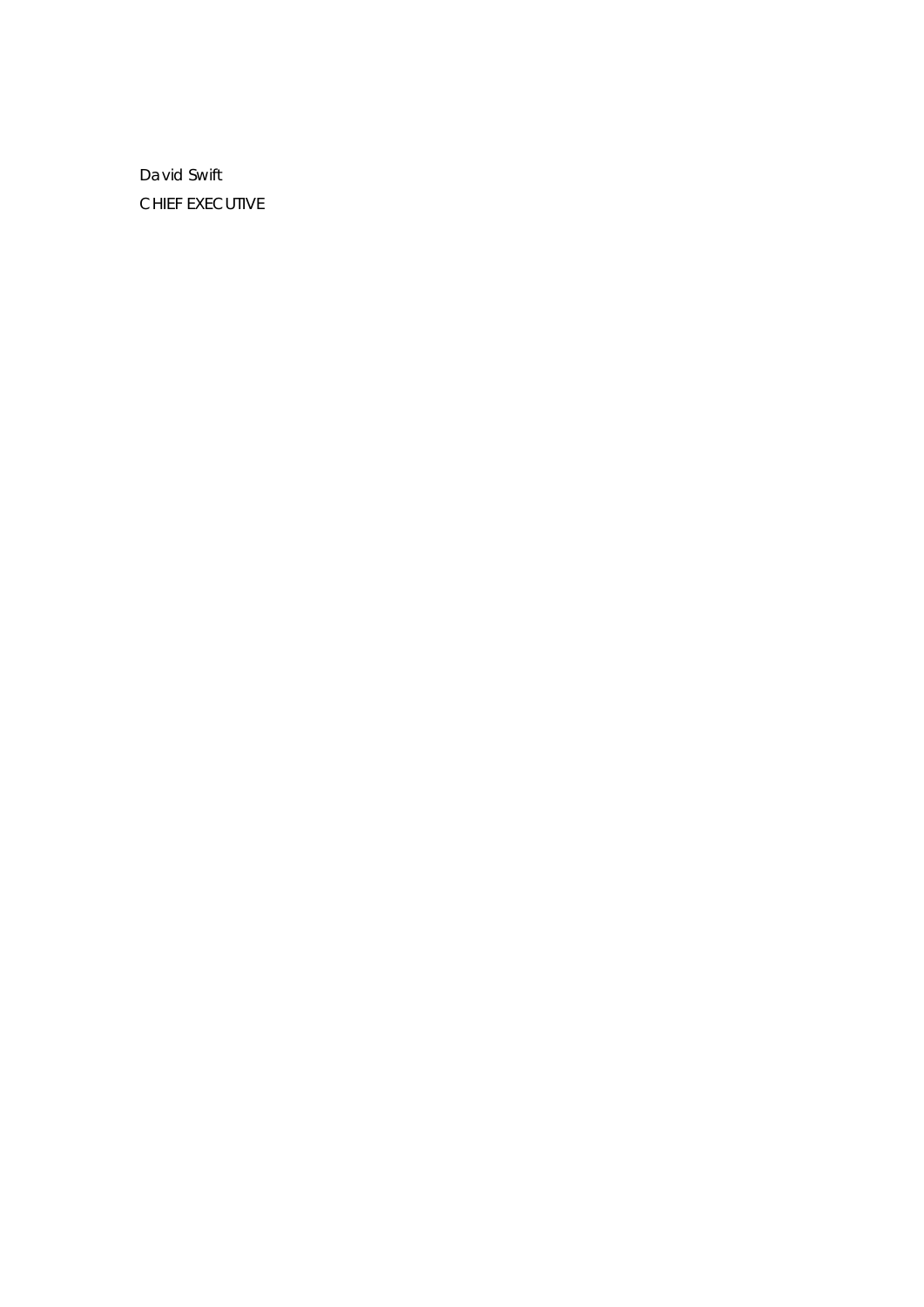David Swift

CHIEF EXECUTIVE